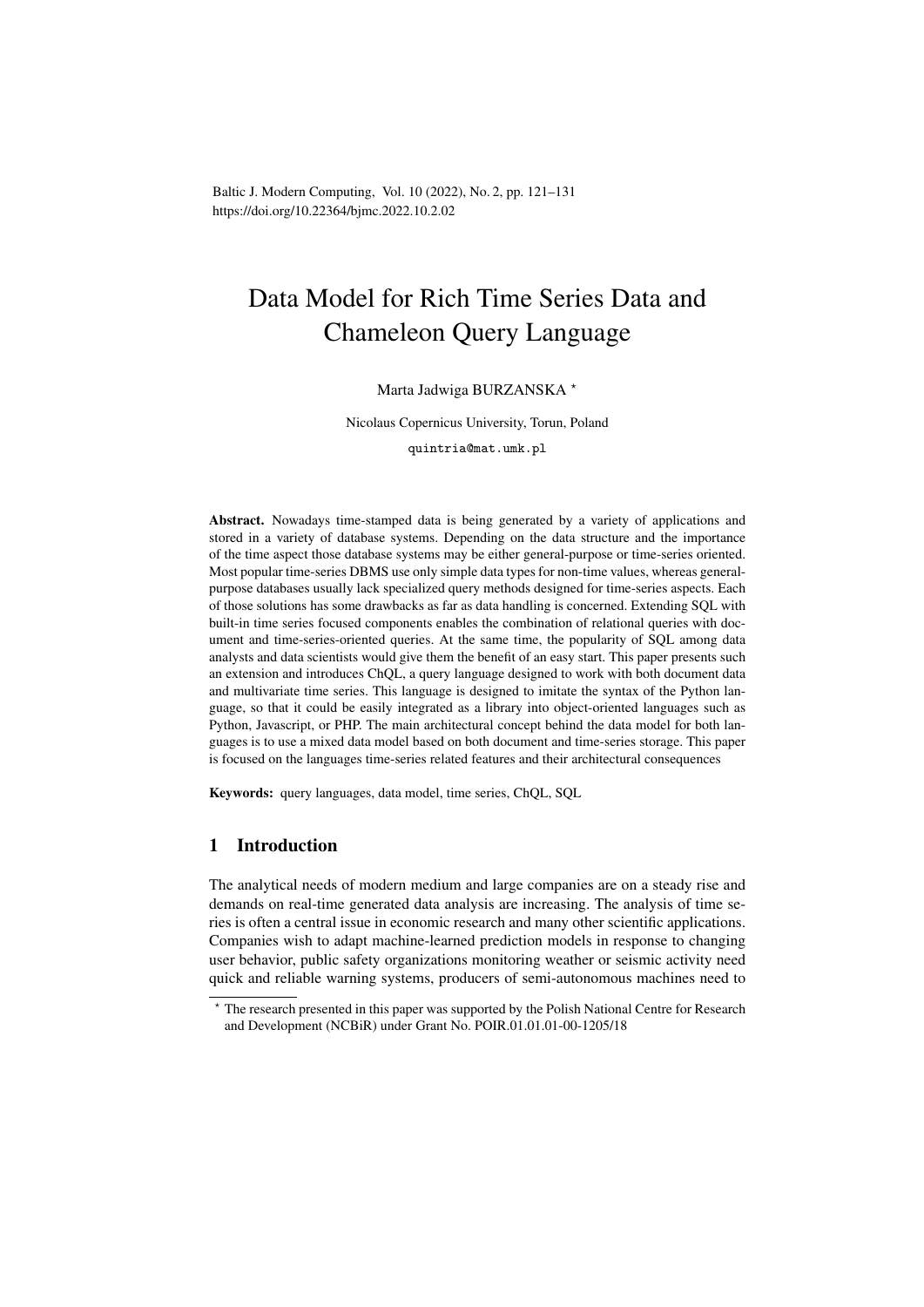# Data Model for Rich Time Series Data and Chameleon Query Language

Marta Jadwiga BURZANSKA *

Nicolaus Copernicus University, Torun, Poland

quintria@mat.umk.pl

**Abstract.** Nowadays time-stamped data is being generated by a variety of applications and stored in a variety of database systems. Depending on the data structure and the importance of the time aspect those database systems may be either general-purpose or time-series oriented. Most popular time-series DBMS use only simple data types for non-time values, whereas general-purpose databases usually lack specialized query methods designed for time-series aspects. Each of those solutions has some drawbacks as far as data handling is concerned. Extending SQL with built-in time series focused components enables the combination of relational queries with document and time-series-oriented queries. At the same time, the popularity of SQL among data analysts and data scientists would give them the benefit of an easy start. This paper presents such an extension and introduces ChQL, a query language designed to work with both document data and multivariate time series. This language is designed to imitate the syntax of the Python language, so that it could be easily integrated as a library into object-oriented languages such as Python, Javascript, or PHP. The main architectural concept behind the data model for both languages is to use a mixed data model based on both document and time-series storage. This paper is focused on the languages time-series related features and their architectural consequences

**Keywords:** query languages, data model, time series, ChQL, SQL

## 1 Introduction

The analytical needs of modern medium and large companies are on a steady rise and demands on real-time generated data analysis are increasing. The analysis of time series is often a central issue in economic research and many other scientific applications. Companies wish to adapt machine-learned prediction models in response to changing user behavior, public safety organizations monitoring weather or seismic activity need quick and reliable warning systems, producers of semi-autonomous machines need to

* The research presented in this paper was supported by the Polish National Centre for Research and Development (NCBiR) under Grant No. POIR.01.01.01-00-1205/18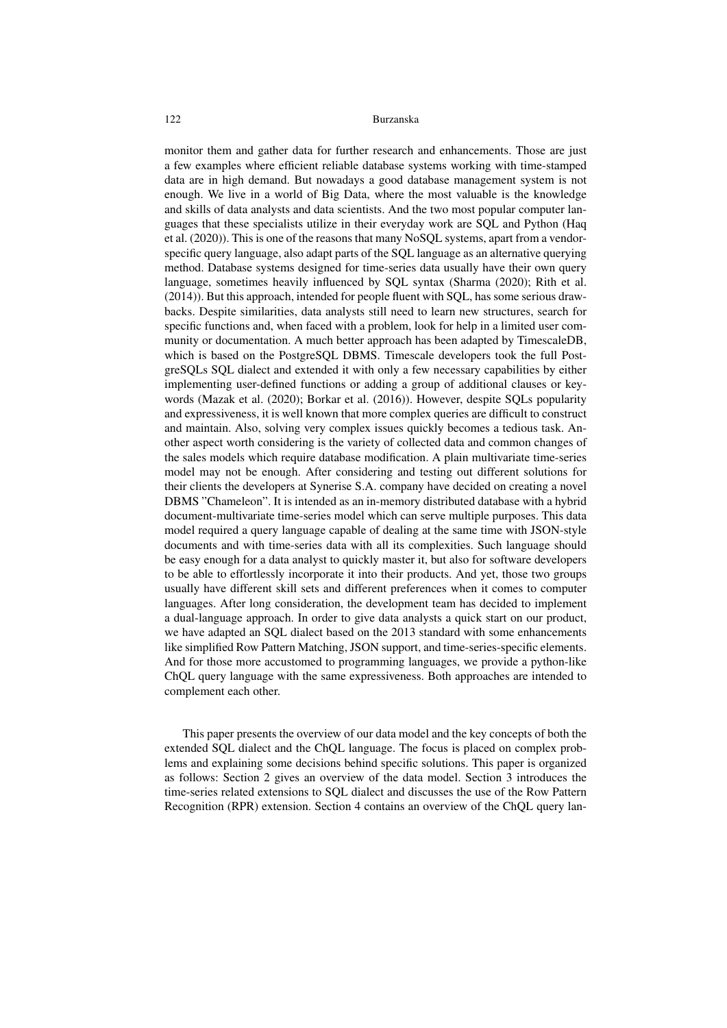monitor them and gather data for further research and enhancements. Those are just a few examples where efficient reliable database systems working with time-stamped data are in high demand. But nowadays a good database management system is not enough. We live in a world of Big Data, where the most valuable is the knowledge and skills of data analysts and data scientists. And the two most popular computer languages that these specialists utilize in their everyday work are SQL and Python (Haq et al. (2020)). This is one of the reasons that many NoSQL systems, apart from a vendor-specific query language, also adapt parts of the SQL language as an alternative querying method. Database systems designed for time-series data usually have their own query language, sometimes heavily influenced by SQL syntax (Sharma (2020); Rith et al. (2014)). But this approach, intended for people fluent with SQL, has some serious drawbacks. Despite similarities, data analysts still need to learn new structures, search for specific functions and, when faced with a problem, look for help in a limited user community or documentation. A much better approach has been adapted by TimescaleDB, which is based on the PostgreSQL DBMS. Timescale developers took the full PostgreSQLs SQL dialect and extended it with only a few necessary capabilities by either implementing user-defined functions or adding a group of additional clauses or keywords (Mazak et al. (2020); Borkar et al. (2016)). However, despite SQLs popularity and expressiveness, it is well known that more complex queries are difficult to construct and maintain. Also, solving very complex issues quickly becomes a tedious task. Another aspect worth considering is the variety of collected data and common changes of the sales models which require database modification. A plain multivariate time-series model may not be enough. After considering and testing out different solutions for their clients the developers at Synerise S.A. company have decided on creating a novel DBMS "Chameleon". It is intended as an in-memory distributed database with a hybrid document-multivariate time-series model which can serve multiple purposes. This data model required a query language capable of dealing at the same time with JSON-style documents and with time-series data with all its complexities. Such language should be easy enough for a data analyst to quickly master it, but also for software developers to be able to effortlessly incorporate it into their products. And yet, those two groups usually have different skill sets and different preferences when it comes to computer languages. After long consideration, the development team has decided to implement a dual-language approach. In order to give data analysts a quick start on our product, we have adapted an SQL dialect based on the 2013 standard with some enhancements like simplified Row Pattern Matching, JSON support, and time-series-specific elements. And for those more accustomed to programming languages, we provide a python-like ChQL query language with the same expressiveness. Both approaches are intended to complement each other.

This paper presents the overview of our data model and the key concepts of both the extended SQL dialect and the ChQL language. The focus is placed on complex problems and explaining some decisions behind specific solutions. This paper is organized as follows: Section 2 gives an overview of the data model. Section 3 introduces the time-series related extensions to SQL dialect and discusses the use of the Row Pattern Recognition (RPR) extension. Section 4 contains an overview of the ChQL query lan-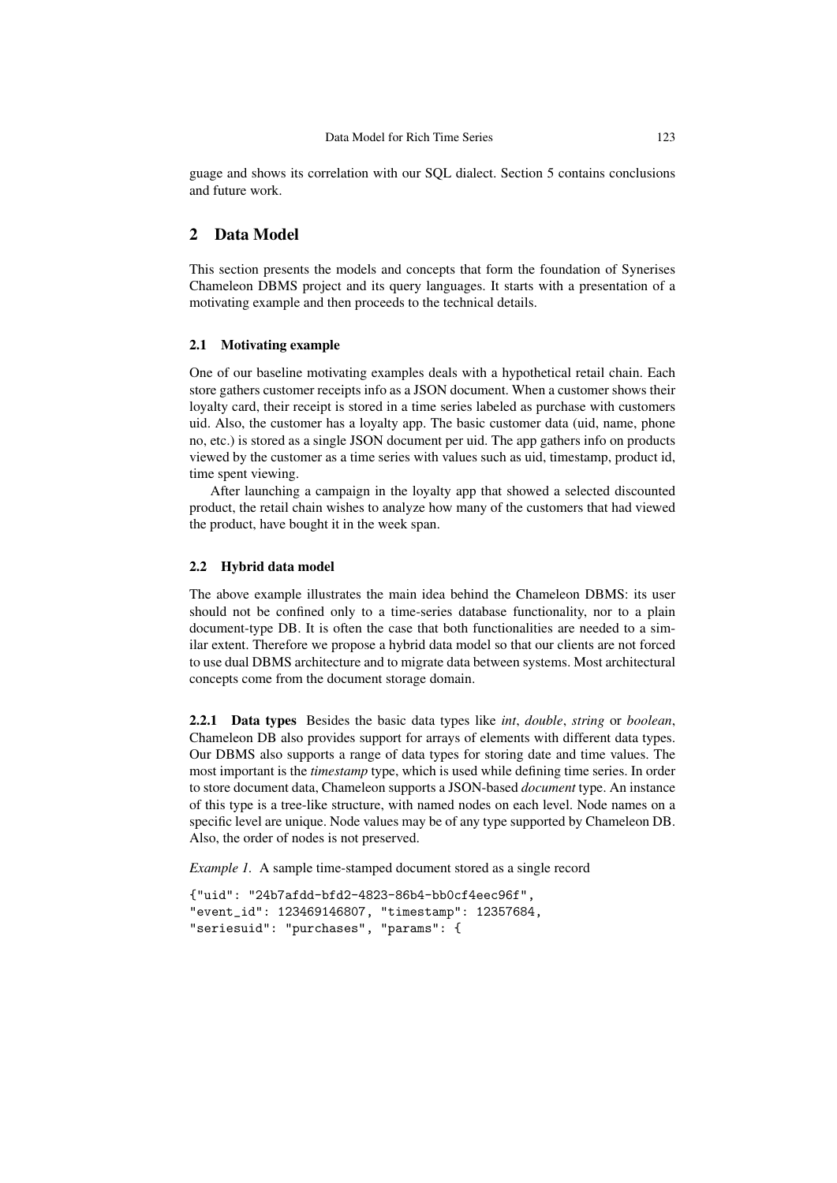guage and shows its correlation with our SQL dialect. Section 5 contains conclusions and future work.

## 2 Data Model

This section presents the models and concepts that form the foundation of Synerises Chameleon DBMS project and its query languages. It starts with a presentation of a motivating example and then proceeds to the technical details.

### 2.1 Motivating example

One of our baseline motivating examples deals with a hypothetical retail chain. Each store gathers customer receipts info as a JSON document. When a customer shows their loyalty card, their receipt is stored in a time series labeled as purchase with customers uid. Also, the customer has a loyalty app. The basic customer data (uid, name, phone no, etc.) is stored as a single JSON document per uid. The app gathers info on products viewed by the customer as a time series with values such as uid, timestamp, product id, time spent viewing.

After launching a campaign in the loyalty app that showed a selected discounted product, the retail chain wishes to analyze how many of the customers that had viewed the product, have bought it in the week span.

### 2.2 Hybrid data model

The above example illustrates the main idea behind the Chameleon DBMS: its user should not be confined only to a time-series database functionality, nor to a plain document-type DB. It is often the case that both functionalities are needed to a similar extent. Therefore we propose a hybrid data model so that our clients are not forced to use dual DBMS architecture and to migrate data between systems. Most architectural concepts come from the document storage domain.

**2.2.1 Data types** Besides the basic data types like *int*, *double*, *string* or *boolean*, Chameleon DB also provides support for arrays of elements with different data types. Our DBMS also supports a range of data types for storing date and time values. The most important is the *timestamp* type, which is used while defining time series. In order to store document data, Chameleon supports a JSON-based *document* type. An instance of this type is a tree-like structure, with named nodes on each level. Node names on a specific level are unique. Node values may be of any type supported by Chameleon DB. Also, the order of nodes is not preserved.

*Example 1.* A sample time-stamped document stored as a single record

```
{"uid": "24b7afdd-bfd2-4823-86b4-bb0cf4eec96f",
"event_id": 123469146807, "timestamp": 12357684,
"seriesuid": "purchases", "params": {
```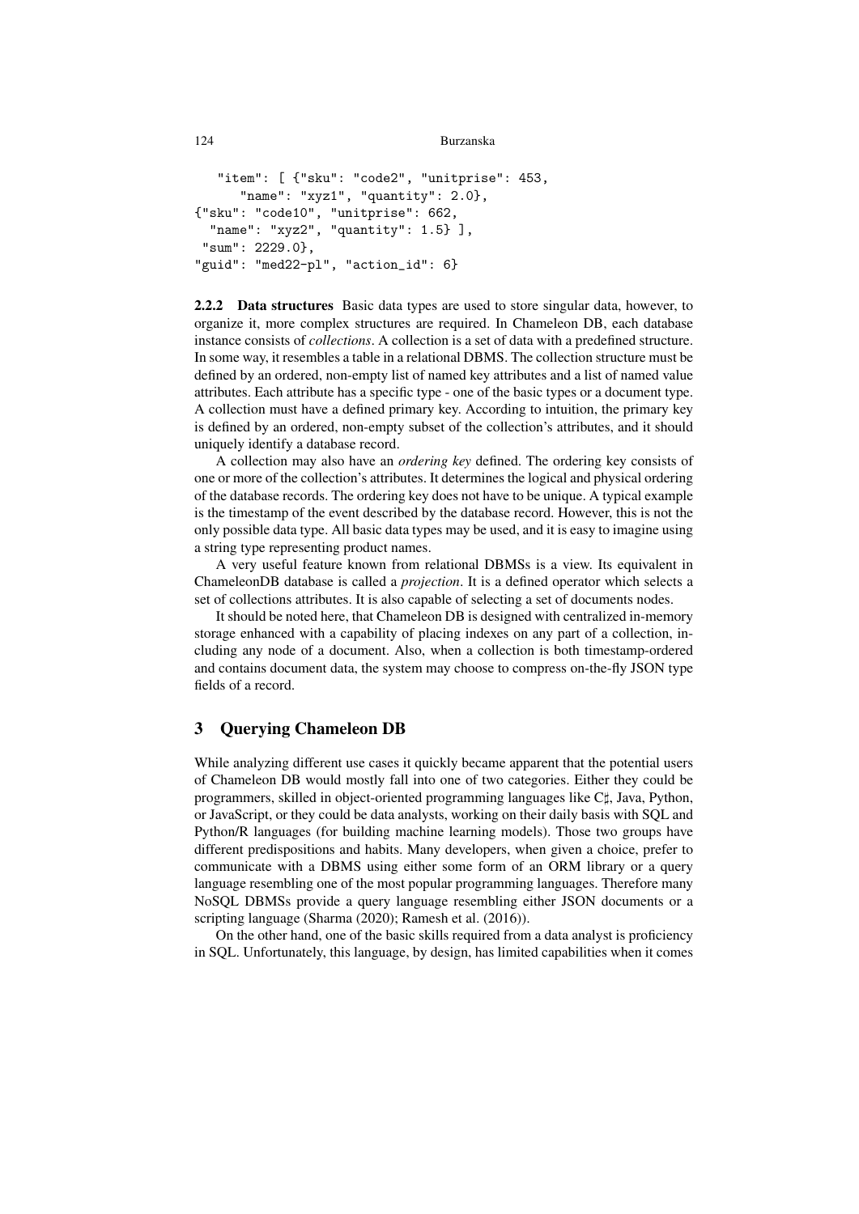```
  "item": [ {"sku": "code2", "unitprise": 453,
     "name": "xyz1", "quantity": 2.0},
{"sku": "code10", "unitprise": 662,
  "name": "xyz2", "quantity": 1.5} ],
 "sum": 2229.0},
"guid": "med22-pl", "action_id": 6}
```

#### 2.2.2 Data structures

Basic data types are used to store singular data, however, to organize it, more complex structures are required. In Chameleon DB, each database instance consists of *collections*. A collection is a set of data with a predefined structure. In some way, it resembles a table in a relational DBMS. The collection structure must be defined by an ordered, non-empty list of named key attributes and a list of named value attributes. Each attribute has a specific type - one of the basic types or a document type. A collection must have a defined primary key. According to intuition, the primary key is defined by an ordered, non-empty subset of the collection's attributes, and it should uniquely identify a database record.

A collection may also have an *ordering key* defined. The ordering key consists of one or more of the collection's attributes. It determines the logical and physical ordering of the database records. The ordering key does not have to be unique. A typical example is the timestamp of the event described by the database record. However, this is not the only possible data type. All basic data types may be used, and it is easy to imagine using a string type representing product names.

A very useful feature known from relational DBMSs is a view. Its equivalent in ChameleonDB database is called a *projection*. It is a defined operator which selects a set of collections attributes. It is also capable of selecting a set of documents nodes.

It should be noted here, that Chameleon DB is designed with centralized in-memory storage enhanced with a capability of placing indexes on any part of a collection, including any node of a document. Also, when a collection is both timestamp-ordered and contains document data, the system may choose to compress on-the-fly JSON type fields of a record.

## 3 Querying Chameleon DB

While analyzing different use cases it quickly became apparent that the potential users of Chameleon DB would mostly fall into one of two categories. Either they could be programmers, skilled in object-oriented programming languages like C♯, Java, Python, or JavaScript, or they could be data analysts, working on their daily basis with SQL and Python/R languages (for building machine learning models). Those two groups have different predispositions and habits. Many developers, when given a choice, prefer to communicate with a DBMS using either some form of an ORM library or a query language resembling one of the most popular programming languages. Therefore many NoSQL DBMSs provide a query language resembling either JSON documents or a scripting language (Sharma (2020); Ramesh et al. (2016)).

On the other hand, one of the basic skills required from a data analyst is proficiency in SQL. Unfortunately, this language, by design, has limited capabilities when it comes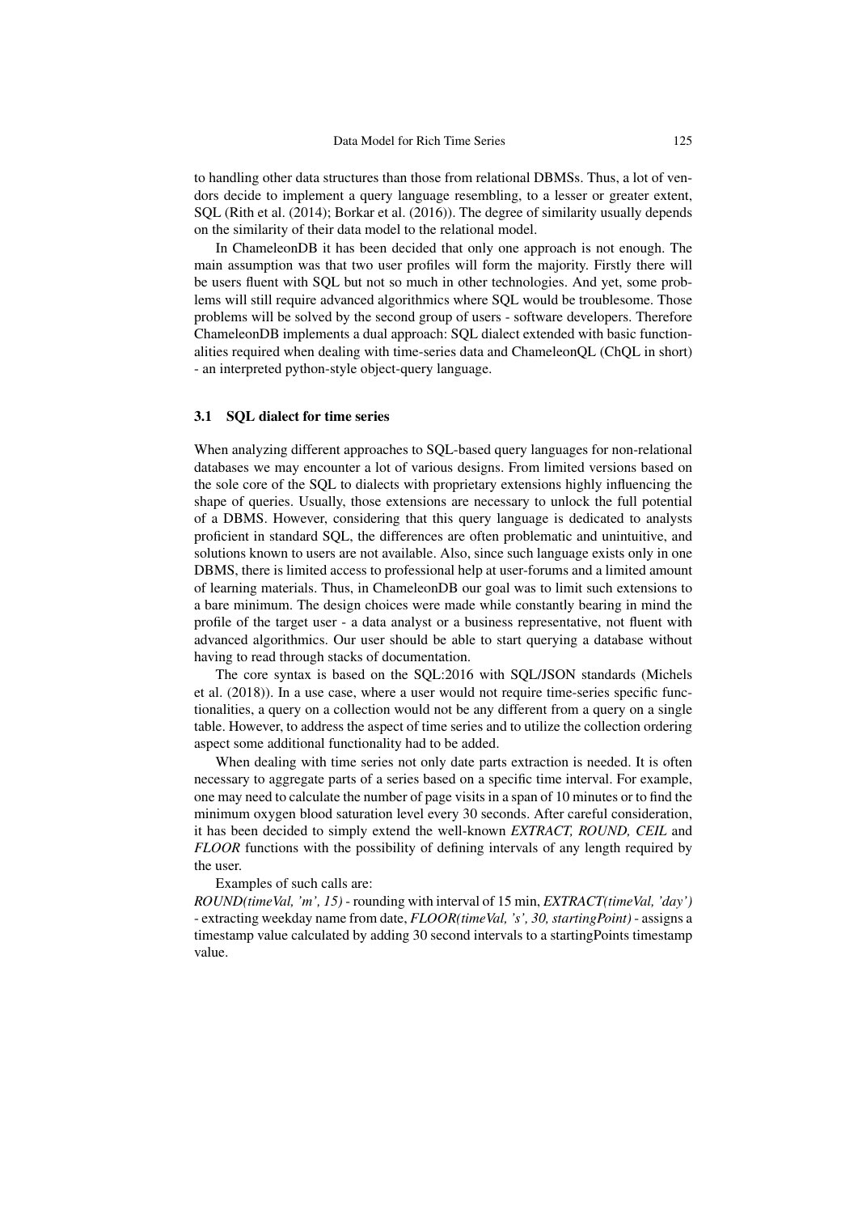to handling other data structures than those from relational DBMSs. Thus, a lot of vendors decide to implement a query language resembling, to a lesser or greater extent, SQL (Rith et al. (2014); Borkar et al. (2016)). The degree of similarity usually depends on the similarity of their data model to the relational model.

In ChameleonDB it has been decided that only one approach is not enough. The main assumption was that two user profiles will form the majority. Firstly there will be users fluent with SQL but not so much in other technologies. And yet, some problems will still require advanced algorithmics where SQL would be troublesome. Those problems will be solved by the second group of users - software developers. Therefore ChameleonDB implements a dual approach: SQL dialect extended with basic functionalities required when dealing with time-series data and ChameleonQL (ChQL in short) - an interpreted python-style object-query language.

### 3.1 SQL dialect for time series

When analyzing different approaches to SQL-based query languages for non-relational databases we may encounter a lot of various designs. From limited versions based on the sole core of the SQL to dialects with proprietary extensions highly influencing the shape of queries. Usually, those extensions are necessary to unlock the full potential of a DBMS. However, considering that this query language is dedicated to analysts proficient in standard SQL, the differences are often problematic and unintuitive, and solutions known to users are not available. Also, since such language exists only in one DBMS, there is limited access to professional help at user-forums and a limited amount of learning materials. Thus, in ChameleonDB our goal was to limit such extensions to a bare minimum. The design choices were made while constantly bearing in mind the profile of the target user - a data analyst or a business representative, not fluent with advanced algorithmics. Our user should be able to start querying a database without having to read through stacks of documentation.

The core syntax is based on the SQL:2016 with SQL/JSON standards (Michels et al. (2018)). In a use case, where a user would not require time-series specific functionalities, a query on a collection would not be any different from a query on a single table. However, to address the aspect of time series and to utilize the collection ordering aspect some additional functionality had to be added.

When dealing with time series not only date parts extraction is needed. It is often necessary to aggregate parts of a series based on a specific time interval. For example, one may need to calculate the number of page visits in a span of 10 minutes or to find the minimum oxygen blood saturation level every 30 seconds. After careful consideration, it has been decided to simply extend the well-known *EXTRACT, ROUND, CEIL* and *FLOOR* functions with the possibility of defining intervals of any length required by the user.

Examples of such calls are:
*ROUND(timeVal, 'm', 15)* - rounding with interval of 15 min, *EXTRACT(timeVal, 'day')* - extracting weekday name from date, *FLOOR(timeVal, 's', 30, startingPoint)* - assigns a timestamp value calculated by adding 30 second intervals to a startingPoints timestamp value.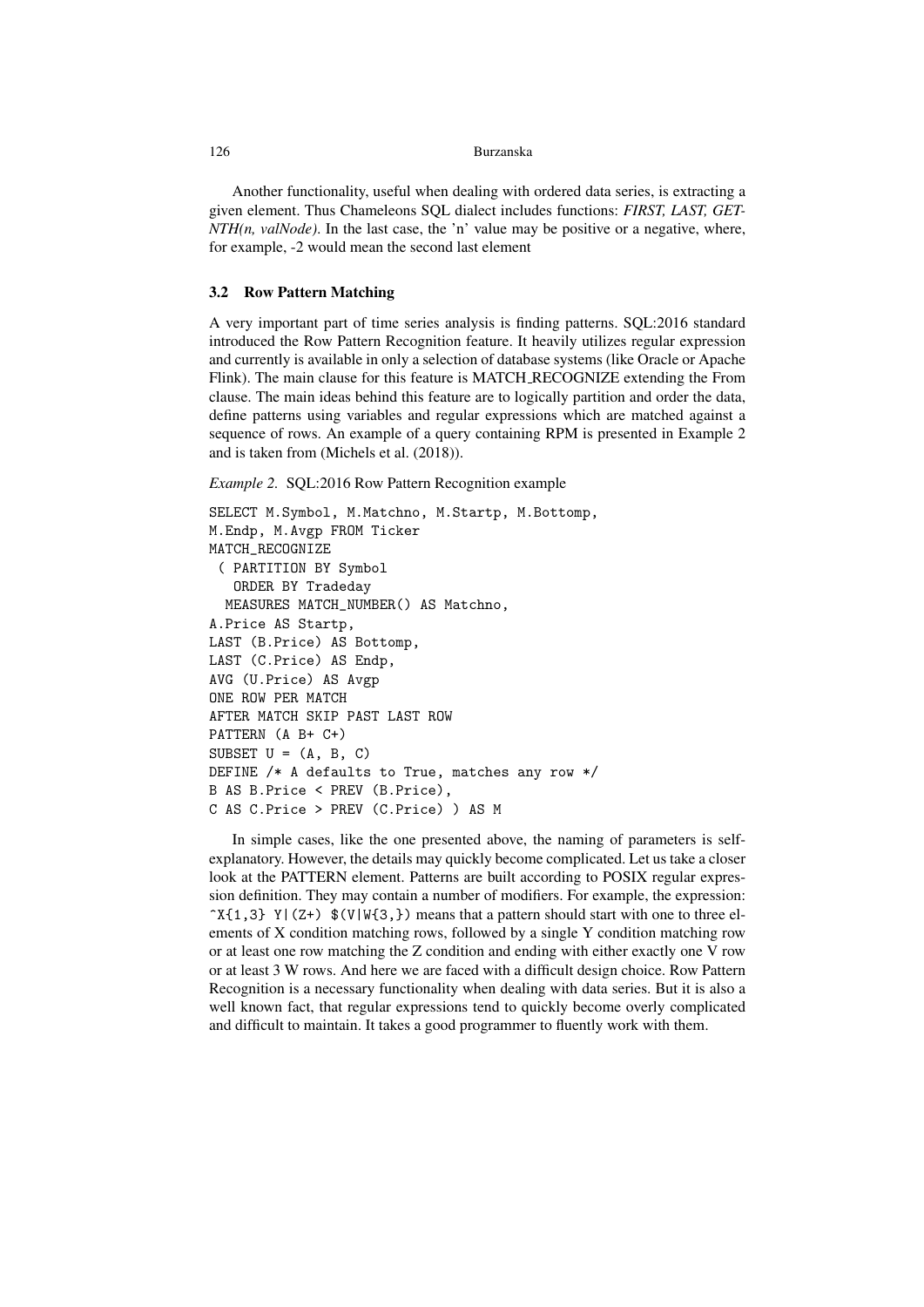Another functionality, useful when dealing with ordered data series, is extracting a given element. Thus Chameleons SQL dialect includes functions: *FIRST, LAST, GET-NTH(n, valNode)*. In the last case, the 'n' value may be positive or a negative, where, for example, -2 would mean the second last element

### 3.2 Row Pattern Matching

A very important part of time series analysis is finding patterns. SQL:2016 standard introduced the Row Pattern Recognition feature. It heavily utilizes regular expression and currently is available in only a selection of database systems (like Oracle or Apache Flink). The main clause for this feature is MATCH_RECOGNIZE extending the From clause. The main ideas behind this feature are to logically partition and order the data, define patterns using variables and regular expressions which are matched against a sequence of rows. An example of a query containing RPM is presented in Example 2 and is taken from (Michels et al. (2018)).

*Example 2.* SQL:2016 Row Pattern Recognition example

```
SELECT M.Symbol, M.Matchno, M.Startp, M.Bottomp,
M.Endp, M.Avgp FROM Ticker
MATCH_RECOGNIZE
 ( PARTITION BY Symbol
   ORDER BY Tradeday
  MEASURES MATCH_NUMBER() AS Matchno,
A.Price AS Startp,
LAST (B.Price) AS Bottomp,
LAST (C.Price) AS Endp,
AVG (U.Price) AS Avgp
ONE ROW PER MATCH
AFTER MATCH SKIP PAST LAST ROW
PATTERN (A B+ C+)
SUBSET U = (A, B, C)
DEFINE /* A defaults to True, matches any row */
B AS B.Price < PREV (B.Price),
C AS C.Price > PREV (C.Price) ) AS M
```

In simple cases, like the one presented above, the naming of parameters is self-explanatory. However, the details may quickly become complicated. Let us take a closer look at the PATTERN element. Patterns are built according to POSIX regular expression definition. They may contain a number of modifiers. For example, the expression: `^X{1,3} Y|(Z+) $(V|W{3,})` means that a pattern should start with one to three elements of X condition matching rows, followed by a single Y condition matching row or at least one row matching the Z condition and ending with either exactly one V row or at least 3 W rows. And here we are faced with a difficult design choice. Row Pattern Recognition is a necessary functionality when dealing with data series. But it is also a well known fact, that regular expressions tend to quickly become overly complicated and difficult to maintain. It takes a good programmer to fluently work with them.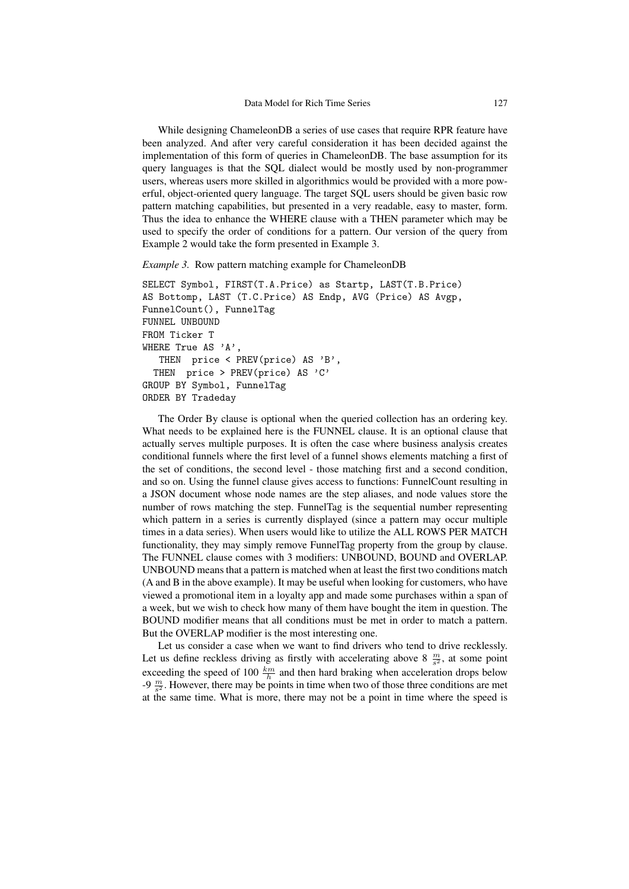While designing ChameleonDB a series of use cases that require RPR feature have been analyzed. And after very careful consideration it has been decided against the implementation of this form of queries in ChameleonDB. The base assumption for its query languages is that the SQL dialect would be mostly used by non-programmer users, whereas users more skilled in algorithmics would be provided with a more powerful, object-oriented query language. The target SQL users should be given basic row pattern matching capabilities, but presented in a very readable, easy to master, form. Thus the idea to enhance the WHERE clause with a THEN parameter which may be used to specify the order of conditions for a pattern. Our version of the query from Example 2 would take the form presented in Example 3.

*Example 3.* Row pattern matching example for ChameleonDB

```
SELECT Symbol, FIRST(T.A.Price) as Startp, LAST(T.B.Price)
AS Bottomp, LAST (T.C.Price) AS Endp, AVG (Price) AS Avgp,
FunnelCount(), FunnelTag
FUNNEL UNBOUND
FROM Ticker T
WHERE True AS 'A',
   THEN  price < PREV(price) AS 'B',
  THEN  price > PREV(price) AS 'C'
GROUP BY Symbol, FunnelTag
ORDER BY Tradeday
```

The Order By clause is optional when the queried collection has an ordering key. What needs to be explained here is the FUNNEL clause. It is an optional clause that actually serves multiple purposes. It is often the case where business analysis creates conditional funnels where the first level of a funnel shows elements matching a first of the set of conditions, the second level - those matching first and a second condition, and so on. Using the funnel clause gives access to functions: FunnelCount resulting in a JSON document whose node names are the step aliases, and node values store the number of rows matching the step. FunnelTag is the sequential number representing which pattern in a series is currently displayed (since a pattern may occur multiple times in a data series). When users would like to utilize the ALL ROWS PER MATCH functionality, they may simply remove FunnelTag property from the group by clause. The FUNNEL clause comes with 3 modifiers: UNBOUND, BOUND and OVERLAP. UNBOUND means that a pattern is matched when at least the first two conditions match (A and B in the above example). It may be useful when looking for customers, who have viewed a promotional item in a loyalty app and made some purchases within a span of a week, but we wish to check how many of them have bought the item in question. The BOUND modifier means that all conditions must be met in order to match a pattern. But the OVERLAP modifier is the most interesting one.

Let us consider a case when we want to find drivers who tend to drive recklessly. Let us define reckless driving as firstly with accelerating above 8 $\frac{m}{s^2}$, at some point exceeding the speed of 100 $\frac{km}{h}$ and then hard braking when acceleration drops below -9 $\frac{m}{s^2}$. However, there may be points in time when two of those three conditions are met at the same time. What is more, there may not be a point in time where the speed is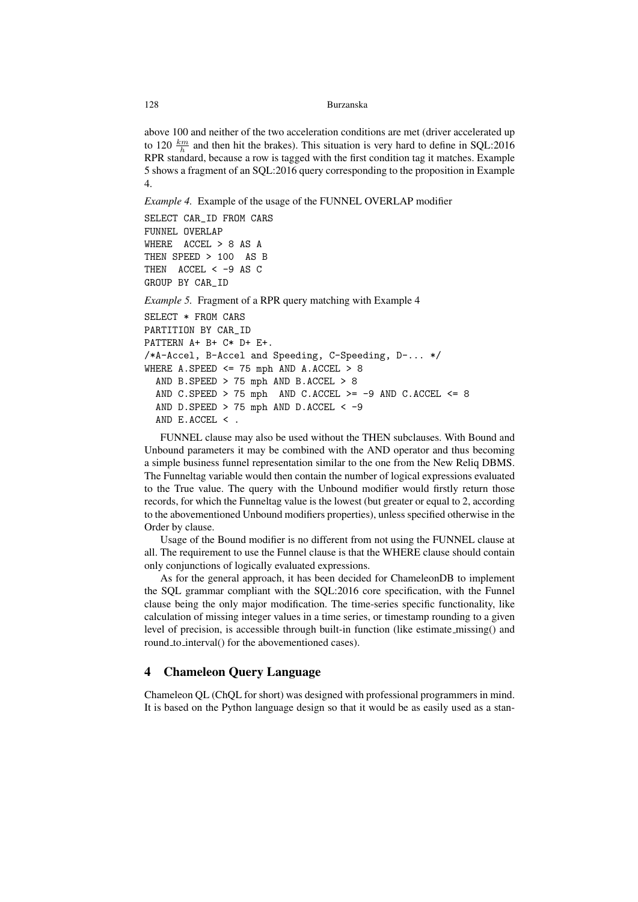above 100 and neither of the two acceleration conditions are met (driver accelerated up to 120 $\frac{km}{h}$ and then hit the brakes). This situation is very hard to define in SQL:2016 RPR standard, because a row is tagged with the first condition tag it matches. Example 5 shows a fragment of an SQL:2016 query corresponding to the proposition in Example 4.

*Example 4.* Example of the usage of the FUNNEL OVERLAP modifier

```
SELECT CAR_ID FROM CARS
FUNNEL OVERLAP
WHERE  ACCEL > 8 AS A
THEN SPEED > 100  AS B
THEN  ACCEL < -9 AS C
GROUP BY CAR_ID
```

*Example 5.* Fragment of a RPR query matching with Example 4

```
SELECT * FROM CARS
PARTITION BY CAR_ID
PATTERN A+ B+ C* D+ E+.
/*A-Accel, B-Accel and Speeding, C-Speeding, D-... */
WHERE A.SPEED <= 75 mph AND A.ACCEL > 8
  AND B.SPEED > 75 mph AND B.ACCEL > 8
  AND C.SPEED > 75 mph  AND C.ACCEL >= -9 AND C.ACCEL <= 8
  AND D.SPEED > 75 mph AND D.ACCEL < -9
  AND E.ACCEL < .
```

FUNNEL clause may also be used without the THEN subclauses. With Bound and Unbound parameters it may be combined with the AND operator and thus becoming a simple business funnel representation similar to the one from the New Reliq DBMS. The Funneltag variable would then contain the number of logical expressions evaluated to the True value. The query with the Unbound modifier would firstly return those records, for which the Funneltag value is the lowest (but greater or equal to 2, according to the abovementioned Unbound modifiers properties), unless specified otherwise in the Order by clause.

Usage of the Bound modifier is no different from not using the FUNNEL clause at all. The requirement to use the Funnel clause is that the WHERE clause should contain only conjunctions of logically evaluated expressions.

As for the general approach, it has been decided for ChameleonDB to implement the SQL grammar compliant with the SQL:2016 core specification, with the Funnel clause being the only major modification. The time-series specific functionality, like calculation of missing integer values in a time series, or timestamp rounding to a given level of precision, is accessible through built-in function (like estimate_missing() and round_to_interval() for the abovementioned cases).

## 4 Chameleon Query Language

Chameleon QL (ChQL for short) was designed with professional programmers in mind. It is based on the Python language design so that it would be as easily used as a stan-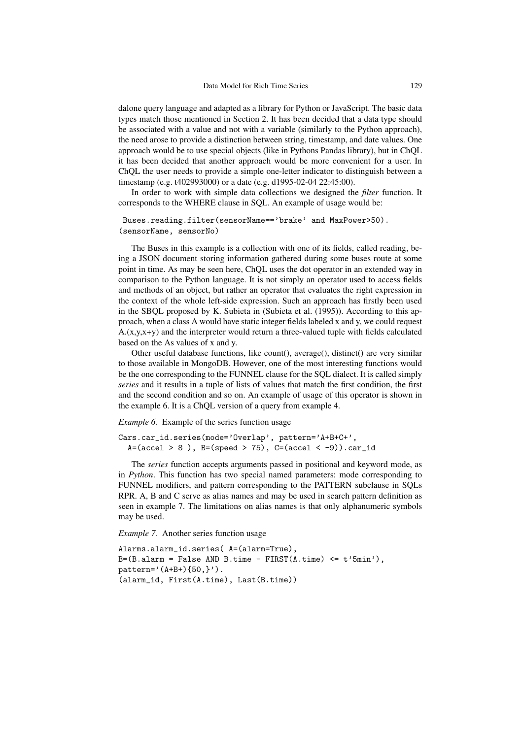dalone query language and adapted as a library for Python or JavaScript. The basic data types match those mentioned in Section 2. It has been decided that a data type should be associated with a value and not with a variable (similarly to the Python approach), the need arose to provide a distinction between string, timestamp, and date values. One approach would be to use special objects (like in Pythons Pandas library), but in ChQL it has been decided that another approach would be more convenient for a user. In ChQL the user needs to provide a simple one-letter indicator to distinguish between a timestamp (e.g. t402993000) or a date (e.g. d1995-02-04 22:45:00).

In order to work with simple data collections we designed the *filter* function. It corresponds to the WHERE clause in SQL. An example of usage would be:

```
 Buses.reading.filter(sensorName=='brake' and MaxPower>50).
(sensorName, sensorNo)
```

The Buses in this example is a collection with one of its fields, called reading, being a JSON document storing information gathered during some buses route at some point in time. As may be seen here, ChQL uses the dot operator in an extended way in comparison to the Python language. It is not simply an operator used to access fields and methods of an object, but rather an operator that evaluates the right expression in the context of the whole left-side expression. Such an approach has firstly been used in the SBQL proposed by K. Subieta in (Subieta et al. (1995)). According to this approach, when a class A would have static integer fields labeled x and y, we could request A.(x,y,x+y) and the interpreter would return a three-valued tuple with fields calculated based on the As values of x and y.

Other useful database functions, like count(), average(), distinct() are very similar to those available in MongoDB. However, one of the most interesting functions would be the one corresponding to the FUNNEL clause for the SQL dialect. It is called simply *series* and it results in a tuple of lists of values that match the first condition, the first and the second condition and so on. An example of usage of this operator is shown in the example 6. It is a ChQL version of a query from example 4.

*Example 6.* Example of the series function usage

```
Cars.car_id.series(mode='Overlap', pattern='A+B+C+',
  A=(accel > 8 ), B=(speed > 75), C=(accel < -9)).car_id
```

The *series* function accepts arguments passed in positional and keyword mode, as in *Python*. This function has two special named parameters: mode corresponding to FUNNEL modifiers, and pattern corresponding to the PATTERN subclause in SQLs RPR. A, B and C serve as alias names and may be used in search pattern definition as seen in example 7. The limitations on alias names is that only alphanumeric symbols may be used.

*Example 7.* Another series function usage

```
Alarms.alarm_id.series( A=(alarm=True),
B=(B.alarm = False AND B.time - FIRST(A.time) <= t'5min'),
pattern='(A+B+){50,}').
(alarm_id, First(A.time), Last(B.time))
```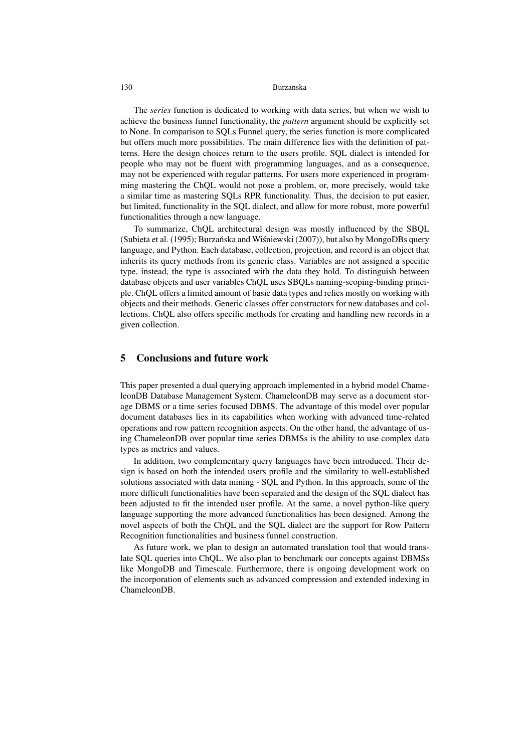The *series* function is dedicated to working with data series, but when we wish to achieve the business funnel functionality, the *pattern* argument should be explicitly set to None. In comparison to SQLs Funnel query, the series function is more complicated but offers much more possibilities. The main difference lies with the definition of patterns. Here the design choices return to the users profile. SQL dialect is intended for people who may not be fluent with programming languages, and as a consequence, may not be experienced with regular patterns. For users more experienced in programming mastering the ChQL would not pose a problem, or, more precisely, would take a similar time as mastering SQLs RPR functionality. Thus, the decision to put easier, but limited, functionality in the SQL dialect, and allow for more robust, more powerful functionalities through a new language.

To summarize, ChQL architectural design was mostly influenced by the SBQL (Subieta et al. (1995); Burzańska and Wiśniewski (2007)), but also by MongoDBs query language, and Python. Each database, collection, projection, and record is an object that inherits its query methods from its generic class. Variables are not assigned a specific type, instead, the type is associated with the data they hold. To distinguish between database objects and user variables ChQL uses SBQLs naming-scoping-binding principle. ChQL offers a limited amount of basic data types and relies mostly on working with objects and their methods. Generic classes offer constructors for new databases and collections. ChQL also offers specific methods for creating and handling new records in a given collection.

## 5 Conclusions and future work

This paper presented a dual querying approach implemented in a hybrid model ChameleonDB Database Management System. ChameleonDB may serve as a document storage DBMS or a time series focused DBMS. The advantage of this model over popular document databases lies in its capabilities when working with advanced time-related operations and row pattern recognition aspects. On the other hand, the advantage of using ChameleonDB over popular time series DBMSs is the ability to use complex data types as metrics and values.

In addition, two complementary query languages have been introduced. Their design is based on both the intended users profile and the similarity to well-established solutions associated with data mining - SQL and Python. In this approach, some of the more difficult functionalities have been separated and the design of the SQL dialect has been adjusted to fit the intended user profile. At the same, a novel python-like query language supporting the more advanced functionalities has been designed. Among the novel aspects of both the ChQL and the SQL dialect are the support for Row Pattern Recognition functionalities and business funnel construction.

As future work, we plan to design an automated translation tool that would translate SQL queries into ChQL. We also plan to benchmark our concepts against DBMSs like MongoDB and Timescale. Furthermore, there is ongoing development work on the incorporation of elements such as advanced compression and extended indexing in ChameleonDB.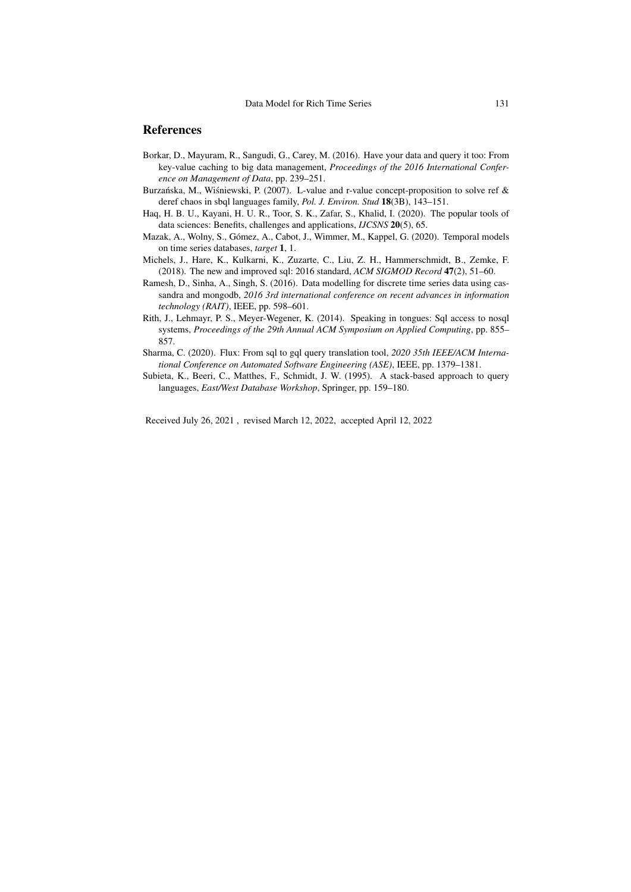## References

Borkar, D., Mayuram, R., Sangudi, G., Carey, M. (2016). Have your data and query it too: From key-value caching to big data management, *Proceedings of the 2016 International Conference on Management of Data*, pp. 239–251.

Burzańska, M., Wiśniewski, P. (2007). L-value and r-value concept-proposition to solve ref & deref chaos in sbql languages family, *Pol. J. Environ. Stud* **18**(3B), 143–151.

Haq, H. B. U., Kayani, H. U. R., Toor, S. K., Zafar, S., Khalid, I. (2020). The popular tools of data sciences: Benefits, challenges and applications, *IJCSNS* **20**(5), 65.

Mazak, A., Wolny, S., Gómez, A., Cabot, J., Wimmer, M., Kappel, G. (2020). Temporal models on time series databases, *target* **1**, 1.

Michels, J., Hare, K., Kulkarni, K., Zuzarte, C., Liu, Z. H., Hammerschmidt, B., Zemke, F. (2018). The new and improved sql: 2016 standard, *ACM SIGMOD Record* **47**(2), 51–60.

Ramesh, D., Sinha, A., Singh, S. (2016). Data modelling for discrete time series data using cassandra and mongodb, *2016 3rd international conference on recent advances in information technology (RAIT)*, IEEE, pp. 598–601.

Rith, J., Lehmayr, P. S., Meyer-Wegener, K. (2014). Speaking in tongues: Sql access to nosql systems, *Proceedings of the 29th Annual ACM Symposium on Applied Computing*, pp. 855–857.

Sharma, C. (2020). Flux: From sql to gql query translation tool, *2020 35th IEEE/ACM International Conference on Automated Software Engineering (ASE)*, IEEE, pp. 1379–1381.

Subieta, K., Beeri, C., Matthes, F., Schmidt, J. W. (1995). A stack-based approach to query languages, *East/West Database Workshop*, Springer, pp. 159–180.

Received July 26, 2021 , revised March 12, 2022, accepted April 12, 2022